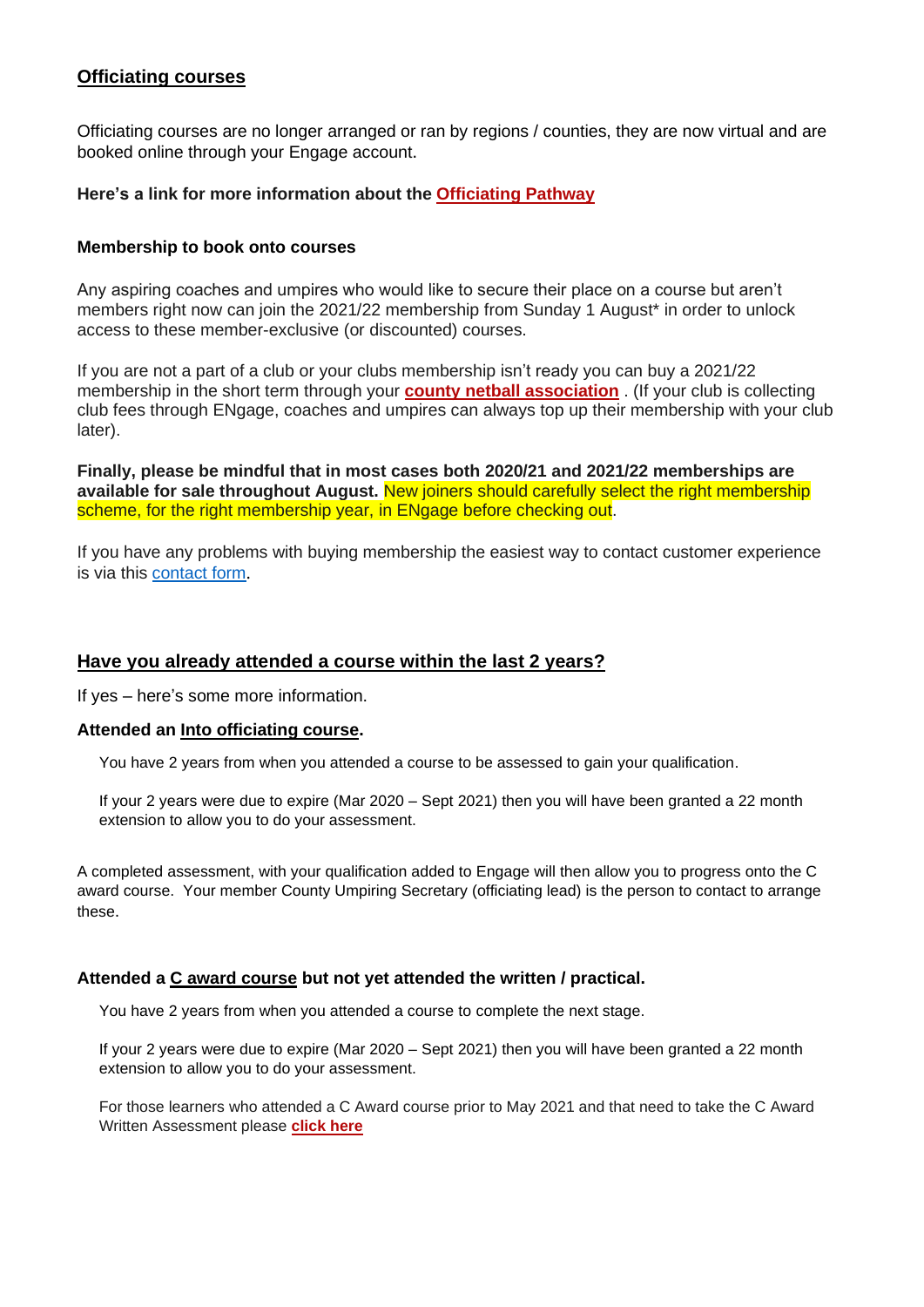## Officiating courses

Officiating courses are no longer arranged or ran by regions / counties, they are now virtual and are booked online through your Engage account.

**Here's a link for more information about the Officiating Pathway**

**Membership to book onto courses**

Any aspiring coaches and umpires who would like to secure their place on a course but aren't members right now can join the 2021/22 membership from Sunday 1 August* in order to unlock access to these member-exclusive (or discounted) courses.

If you are not a part of a club or your clubs membership isn't ready you can buy a 2021/22 membership in the short term through your **county netball association** . (If your club is collecting club fees through ENgage, coaches and umpires can always top up their membership with your club later).

**Finally, please be mindful that in most cases both 2020/21 and 2021/22 memberships are available for sale throughout August.** New joiners should carefully select the right membership scheme, for the right membership year, in ENgage before checking out.

If you have any problems with buying membership the easiest way to contact customer experience is via this contact form.

## Have you already attended a course within the last 2 years?

If yes – here's some more information.

**Attended an Into officiating course.**

You have 2 years from when you attended a course to be assessed to gain your qualification.

If your 2 years were due to expire (Mar 2020 – Sept 2021) then you will have been granted a 22 month extension to allow you to do your assessment.

A completed assessment, with your qualification added to Engage will then allow you to progress onto the C award course. Your member County Umpiring Secretary (officiating lead) is the person to contact to arrange these.

**Attended a C award course but not yet attended the written / practical.**

You have 2 years from when you attended a course to complete the next stage.

If your 2 years were due to expire (Mar 2020 – Sept 2021) then you will have been granted a 22 month extension to allow you to do your assessment.

For those learners who attended a C Award course prior to May 2021 and that need to take the C Award Written Assessment please **click here**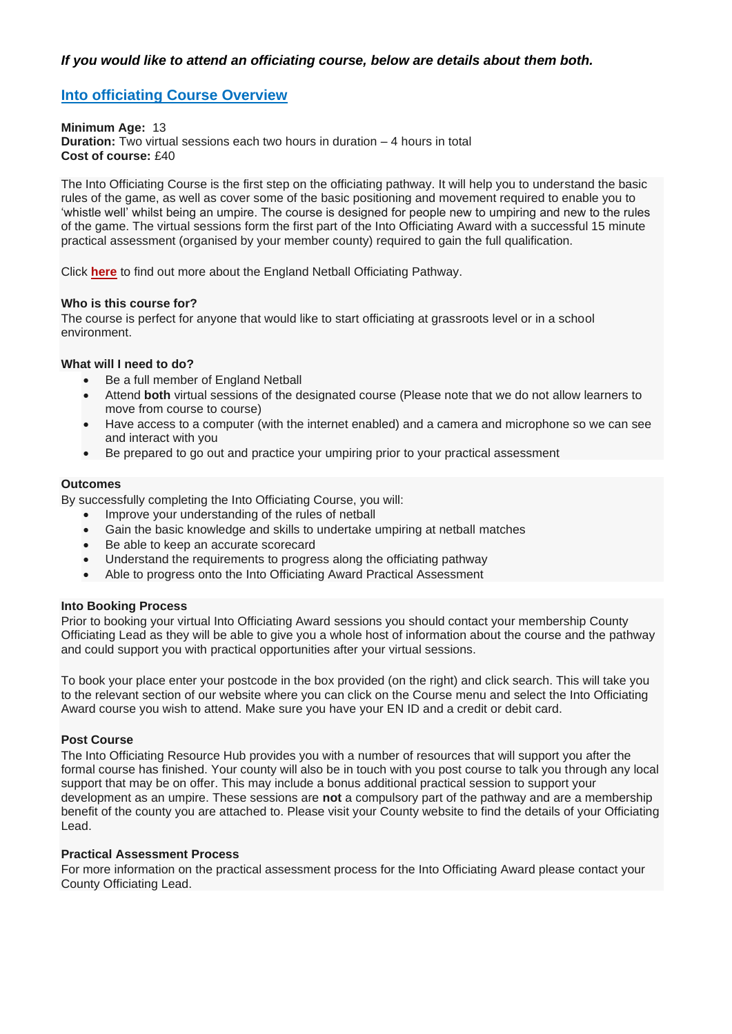***If you would like to attend an officiating course, below are details about them both.***

## Into officiating Course Overview

**Minimum Age:** 13
**Duration:** Two virtual sessions each two hours in duration – 4 hours in total
**Cost of course:** £40

The Into Officiating Course is the first step on the officiating pathway. It will help you to understand the basic rules of the game, as well as cover some of the basic positioning and movement required to enable you to 'whistle well' whilst being an umpire. The course is designed for people new to umpiring and new to the rules of the game. The virtual sessions form the first part of the Into Officiating Award with a successful 15 minute practical assessment (organised by your member county) required to gain the full qualification.

Click **here** to find out more about the England Netball Officiating Pathway.

**Who is this course for?**
The course is perfect for anyone that would like to start officiating at grassroots level or in a school environment.

**What will I need to do?**

- Be a full member of England Netball
- Attend **both** virtual sessions of the designated course (Please note that we do not allow learners to move from course to course)
- Have access to a computer (with the internet enabled) and a camera and microphone so we can see and interact with you
- Be prepared to go out and practice your umpiring prior to your practical assessment

**Outcomes**
By successfully completing the Into Officiating Course, you will:

- Improve your understanding of the rules of netball
- Gain the basic knowledge and skills to undertake umpiring at netball matches
- Be able to keep an accurate scorecard
- Understand the requirements to progress along the officiating pathway
- Able to progress onto the Into Officiating Award Practical Assessment

**Into Booking Process**
Prior to booking your virtual Into Officiating Award sessions you should contact your membership County Officiating Lead as they will be able to give you a whole host of information about the course and the pathway and could support you with practical opportunities after your virtual sessions.

To book your place enter your postcode in the box provided (on the right) and click search. This will take you to the relevant section of our website where you can click on the Course menu and select the Into Officiating Award course you wish to attend. Make sure you have your EN ID and a credit or debit card.

**Post Course**
The Into Officiating Resource Hub provides you with a number of resources that will support you after the formal course has finished. Your county will also be in touch with you post course to talk you through any local support that may be on offer. This may include a bonus additional practical session to support your development as an umpire. These sessions are **not** a compulsory part of the pathway and are a membership benefit of the county you are attached to. Please visit your County website to find the details of your Officiating Lead.

**Practical Assessment Process**
For more information on the practical assessment process for the Into Officiating Award please contact your County Officiating Lead.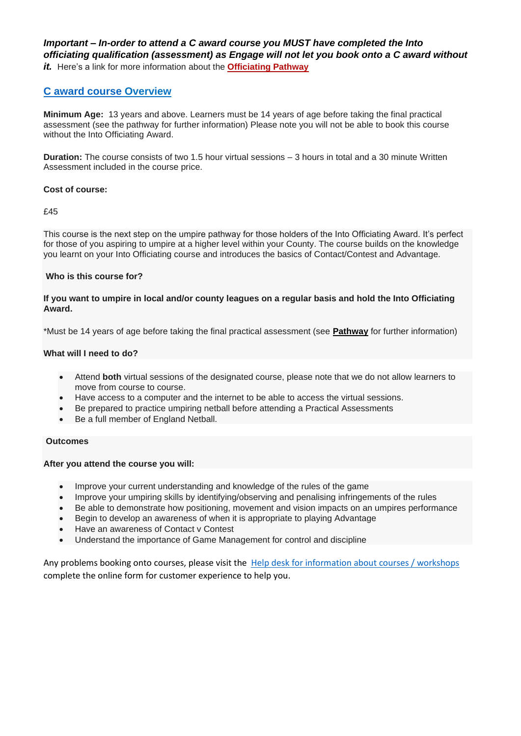***Important – In-order to attend a C award course you MUST have completed the Into officiating qualification (assessment) as Engage will not let you book onto a C award without it.*** Here's a link for more information about the **Officiating Pathway**

## C award course Overview

**Minimum Age:** 13 years and above. Learners must be 14 years of age before taking the final practical assessment (see the pathway for further information) Please note you will not be able to book this course without the Into Officiating Award.

**Duration:** The course consists of two 1.5 hour virtual sessions – 3 hours in total and a 30 minute Written Assessment included in the course price.

**Cost of course:**

£45

This course is the next step on the umpire pathway for those holders of the Into Officiating Award. It's perfect for those of you aspiring to umpire at a higher level within your County. The course builds on the knowledge you learnt on your Into Officiating course and introduces the basics of Contact/Contest and Advantage.

**Who is this course for?**

**If you want to umpire in local and/or county leagues on a regular basis and hold the Into Officiating Award.**

*Must be 14 years of age before taking the final practical assessment (see **Pathway** for further information)

**What will I need to do?**

- Attend **both** virtual sessions of the designated course, please note that we do not allow learners to move from course to course.
- Have access to a computer and the internet to be able to access the virtual sessions.
- Be prepared to practice umpiring netball before attending a Practical Assessments
- Be a full member of England Netball.

**Outcomes**

**After you attend the course you will:**

- Improve your current understanding and knowledge of the rules of the game
- Improve your umpiring skills by identifying/observing and penalising infringements of the rules
- Be able to demonstrate how positioning, movement and vision impacts on an umpires performance
- Begin to develop an awareness of when it is appropriate to playing Advantage
- Have an awareness of Contact v Contest
- Understand the importance of Game Management for control and discipline

Any problems booking onto courses, please visit the Help desk for information about courses / workshops complete the online form for customer experience to help you.